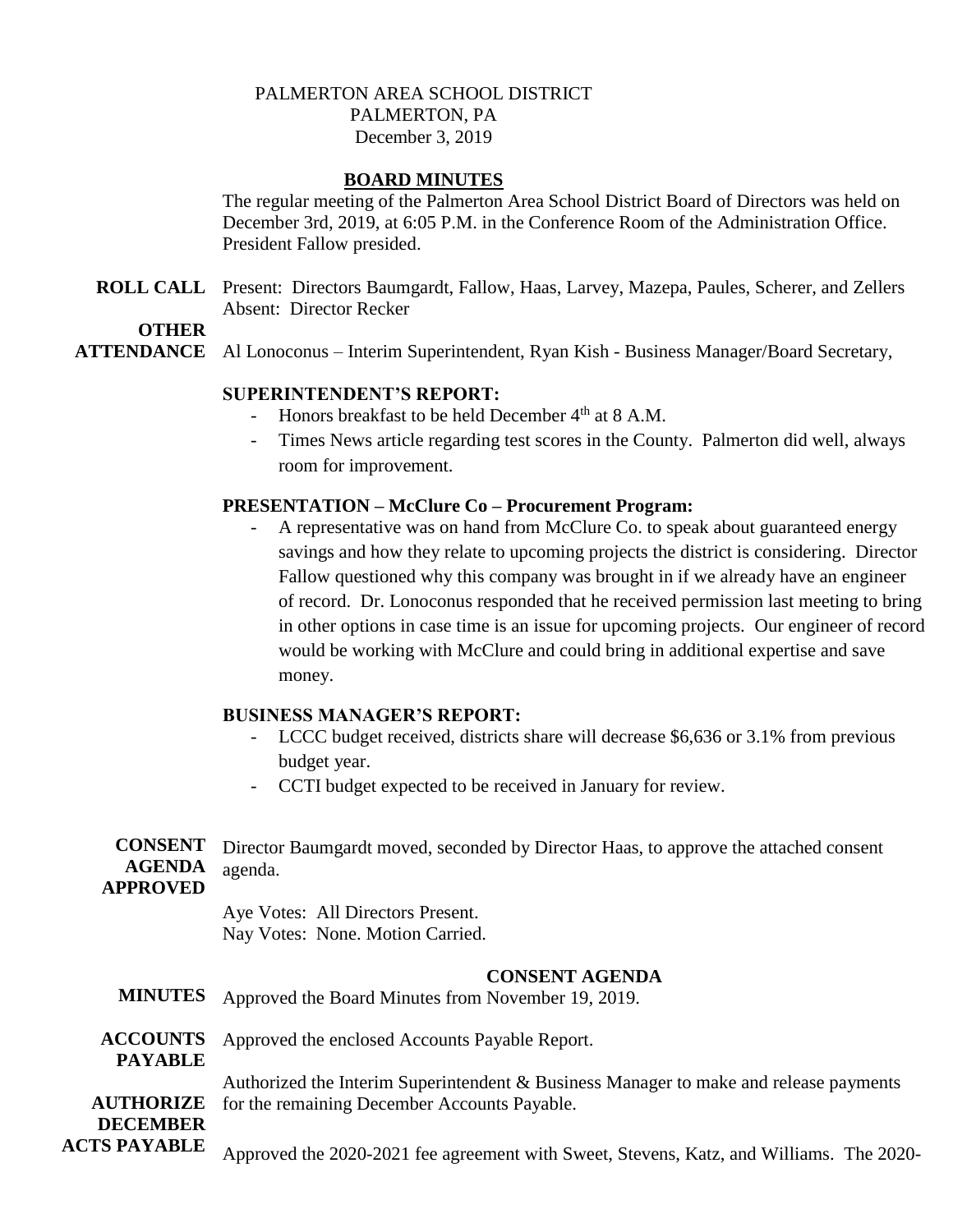PALMERTON AREA SCHOOL DISTRICT
PALMERTON, PA
December 3, 2019

## BOARD MINUTES

The regular meeting of the Palmerton Area School District Board of Directors was held on December 3rd, 2019, at 6:05 P.M. in the Conference Room of the Administration Office. President Fallow presided.

**ROLL CALL** Present: Directors Baumgardt, Fallow, Haas, Larvey, Mazepa, Paules, Scherer, and Zellers
Absent: Director Recker

**OTHER ATTENDANCE** Al Lonoconus – Interim Superintendent, Ryan Kish - Business Manager/Board Secretary,

### SUPERINTENDENT'S REPORT:

- Honors breakfast to be held December 4th at 8 A.M.
- Times News article regarding test scores in the County. Palmerton did well, always room for improvement.

### PRESENTATION – McClure Co – Procurement Program:

- A representative was on hand from McClure Co. to speak about guaranteed energy savings and how they relate to upcoming projects the district is considering. Director Fallow questioned why this company was brought in if we already have an engineer of record. Dr. Lonoconus responded that he received permission last meeting to bring in other options in case time is an issue for upcoming projects. Our engineer of record would be working with McClure and could bring in additional expertise and save money.

### BUSINESS MANAGER'S REPORT:

- LCCC budget received, districts share will decrease $6,636 or 3.1% from previous budget year.
- CCTI budget expected to be received in January for review.

**CONSENT AGENDA APPROVED** Director Baumgardt moved, seconded by Director Haas, to approve the attached consent agenda.

Aye Votes: All Directors Present.
Nay Votes: None. Motion Carried.

### CONSENT AGENDA

**MINUTES** Approved the Board Minutes from November 19, 2019.

**ACCOUNTS PAYABLE** Approved the enclosed Accounts Payable Report.

**AUTHORIZE DECEMBER ACTS PAYABLE** Authorized the Interim Superintendent & Business Manager to make and release payments for the remaining December Accounts Payable.

Approved the 2020-2021 fee agreement with Sweet, Stevens, Katz, and Williams. The 2020-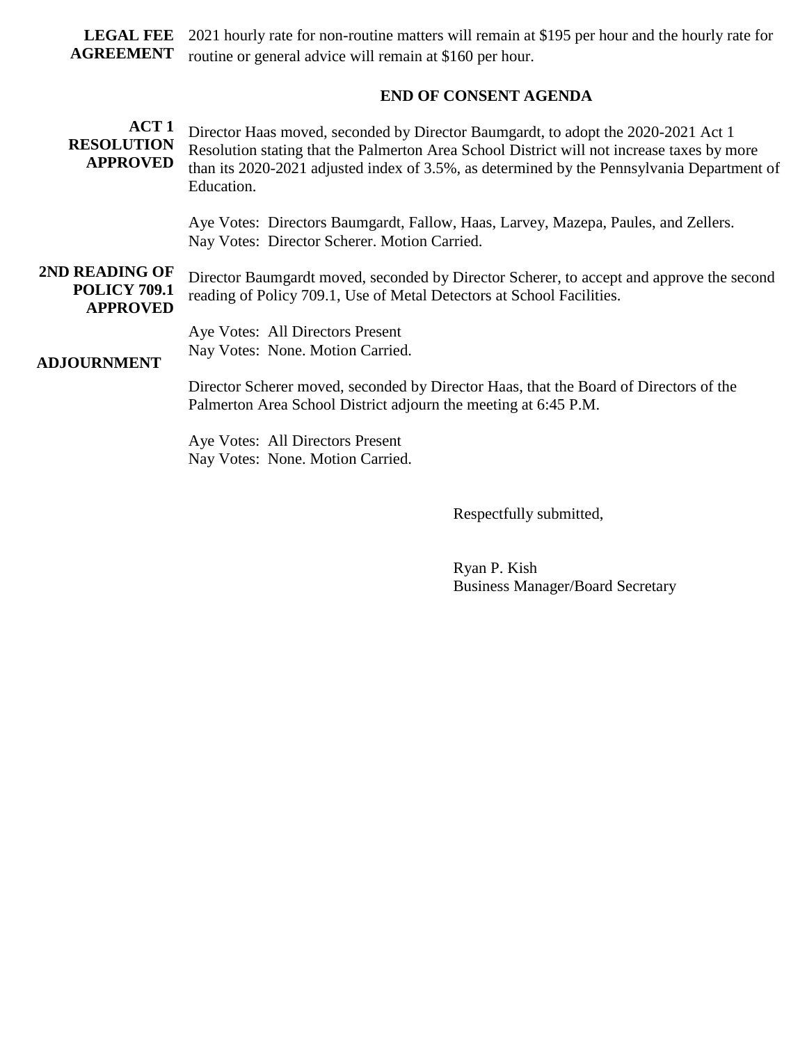**LEGAL FEE AGREEMENT** 2021 hourly rate for non-routine matters will remain at $195 per hour and the hourly rate for routine or general advice will remain at $160 per hour.

**END OF CONSENT AGENDA**

**ACT 1 RESOLUTION APPROVED**

Director Haas moved, seconded by Director Baumgardt, to adopt the 2020-2021 Act 1 Resolution stating that the Palmerton Area School District will not increase taxes by more than its 2020-2021 adjusted index of 3.5%, as determined by the Pennsylvania Department of Education.

Aye Votes: Directors Baumgardt, Fallow, Haas, Larvey, Mazepa, Paules, and Zellers.
Nay Votes: Director Scherer. Motion Carried.

**2ND READING OF POLICY 709.1 APPROVED**

Director Baumgardt moved, seconded by Director Scherer, to accept and approve the second reading of Policy 709.1, Use of Metal Detectors at School Facilities.

Aye Votes: All Directors Present
Nay Votes: None. Motion Carried.

**ADJOURNMENT**

Director Scherer moved, seconded by Director Haas, that the Board of Directors of the Palmerton Area School District adjourn the meeting at 6:45 P.M.

Aye Votes: All Directors Present
Nay Votes: None. Motion Carried.

Respectfully submitted,

Ryan P. Kish
Business Manager/Board Secretary